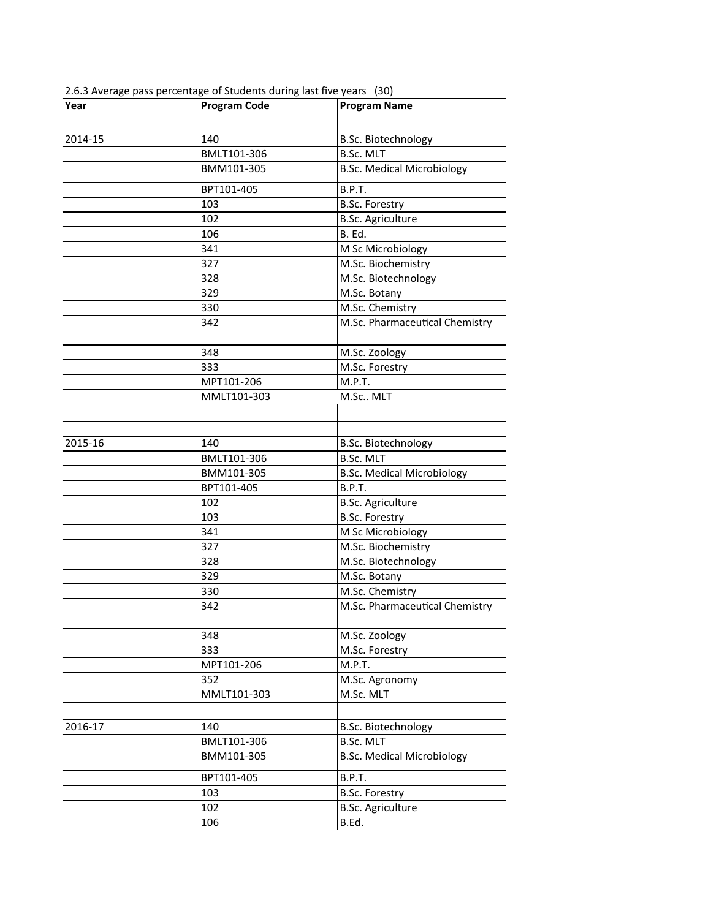2.6.3 Average pass percentage of Students during last five years (30)

| Year | Program Code | Program Name |
|---|---|---|
| 2014-15 | 140 | B.Sc. Biotechnology |
| | BMLT101-306 | B.Sc. MLT |
| | BMM101-305 | B.Sc. Medical Microbiology |
| | BPT101-405 | B.P.T. |
| | 103 | B.Sc. Forestry |
| | 102 | B.Sc. Agriculture |
| | 106 | B. Ed. |
| | 341 | M Sc Microbiology |
| | 327 | M.Sc. Biochemistry |
| | 328 | M.Sc. Biotechnology |
| | 329 | M.Sc. Botany |
| | 330 | M.Sc. Chemistry |
| | 342 | M.Sc. Pharmaceutical Chemistry |
| | 348 | M.Sc. Zoology |
| | 333 | M.Sc. Forestry |
| | MPT101-206 | M.P.T. |
| | MMLT101-303 | M.Sc.. MLT |
| | | |
| | | |
| 2015-16 | 140 | B.Sc. Biotechnology |
| | BMLT101-306 | B.Sc. MLT |
| | BMM101-305 | B.Sc. Medical Microbiology |
| | BPT101-405 | B.P.T. |
| | 102 | B.Sc. Agriculture |
| | 103 | B.Sc. Forestry |
| | 341 | M Sc Microbiology |
| | 327 | M.Sc. Biochemistry |
| | 328 | M.Sc. Biotechnology |
| | 329 | M.Sc. Botany |
| | 330 | M.Sc. Chemistry |
| | 342 | M.Sc. Pharmaceutical Chemistry |
| | 348 | M.Sc. Zoology |
| | 333 | M.Sc. Forestry |
| | MPT101-206 | M.P.T. |
| | 352 | M.Sc. Agronomy |
| | MMLT101-303 | M.Sc. MLT |
| | | |
| 2016-17 | 140 | B.Sc. Biotechnology |
| | BMLT101-306 | B.Sc. MLT |
| | BMM101-305 | B.Sc. Medical Microbiology |
| | BPT101-405 | B.P.T. |
| | 103 | B.Sc. Forestry |
| | 102 | B.Sc. Agriculture |
| | 106 | B.Ed. |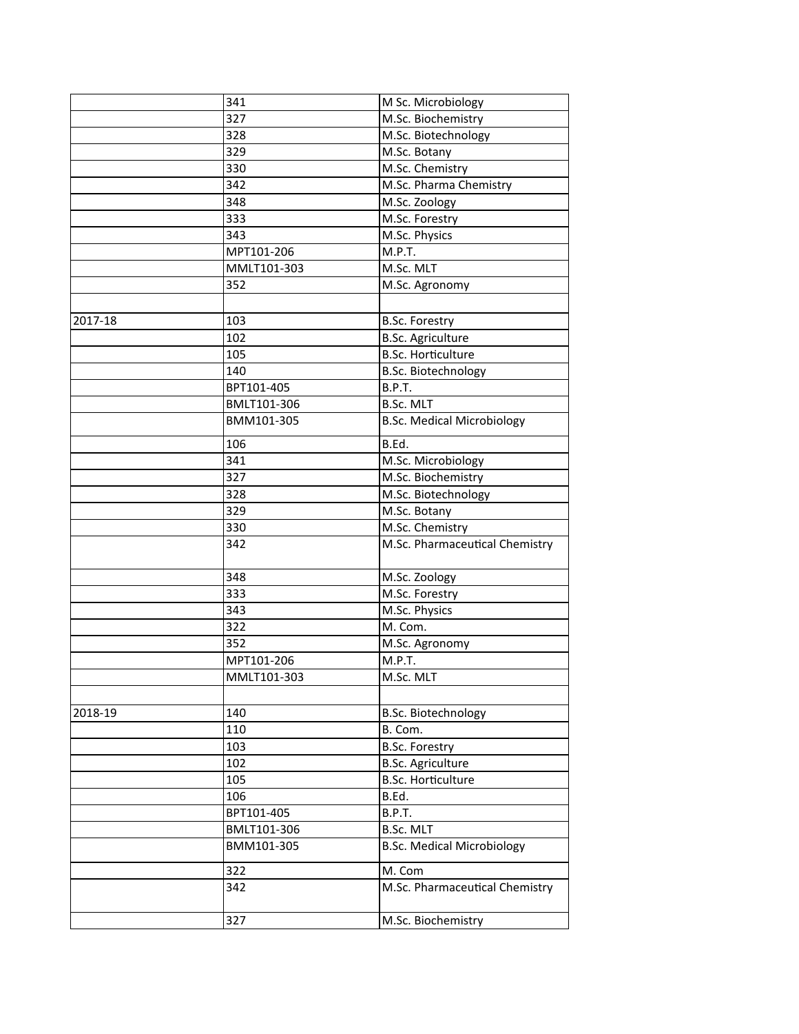| | | |
|---|---|---|
| | 341 | M Sc. Microbiology |
| | 327 | M.Sc. Biochemistry |
| | 328 | M.Sc. Biotechnology |
| | 329 | M.Sc. Botany |
| | 330 | M.Sc. Chemistry |
| | 342 | M.Sc. Pharma Chemistry |
| | 348 | M.Sc. Zoology |
| | 333 | M.Sc. Forestry |
| | 343 | M.Sc. Physics |
| | MPT101-206 | M.P.T. |
| | MMLT101-303 | M.Sc. MLT |
| | 352 | M.Sc. Agronomy |
| | | |
| 2017-18 | 103 | B.Sc. Forestry |
| | 102 | B.Sc. Agriculture |
| | 105 | B.Sc. Horticulture |
| | 140 | B.Sc. Biotechnology |
| | BPT101-405 | B.P.T. |
| | BMLT101-306 | B.Sc. MLT |
| | BMM101-305 | B.Sc. Medical Microbiology |
| | 106 | B.Ed. |
| | 341 | M.Sc. Microbiology |
| | 327 | M.Sc. Biochemistry |
| | 328 | M.Sc. Biotechnology |
| | 329 | M.Sc. Botany |
| | 330 | M.Sc. Chemistry |
| | 342 | M.Sc. Pharmaceutical Chemistry |
| | 348 | M.Sc. Zoology |
| | 333 | M.Sc. Forestry |
| | 343 | M.Sc. Physics |
| | 322 | M. Com. |
| | 352 | M.Sc. Agronomy |
| | MPT101-206 | M.P.T. |
| | MMLT101-303 | M.Sc. MLT |
| | | |
| 2018-19 | 140 | B.Sc. Biotechnology |
| | 110 | B. Com. |
| | 103 | B.Sc. Forestry |
| | 102 | B.Sc. Agriculture |
| | 105 | B.Sc. Horticulture |
| | 106 | B.Ed. |
| | BPT101-405 | B.P.T. |
| | BMLT101-306 | B.Sc. MLT |
| | BMM101-305 | B.Sc. Medical Microbiology |
| | 322 | M. Com |
| | 342 | M.Sc. Pharmaceutical Chemistry |
| | 327 | M.Sc. Biochemistry |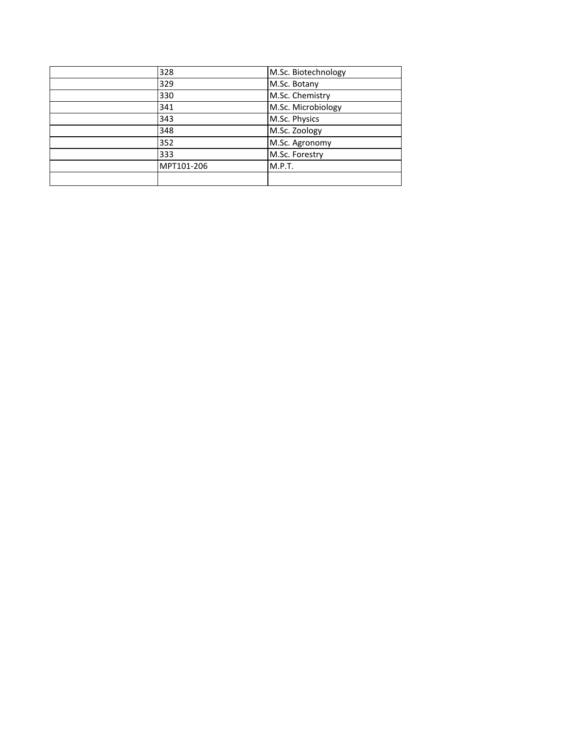| | | |
|---|---|---|
| | 328 | M.Sc. Biotechnology |
| | 329 | M.Sc. Botany |
| | 330 | M.Sc. Chemistry |
| | 341 | M.Sc. Microbiology |
| | 343 | M.Sc. Physics |
| | 348 | M.Sc. Zoology |
| | 352 | M.Sc. Agronomy |
| | 333 | M.Sc. Forestry |
| | MPT101-206 | M.P.T. |
| | | |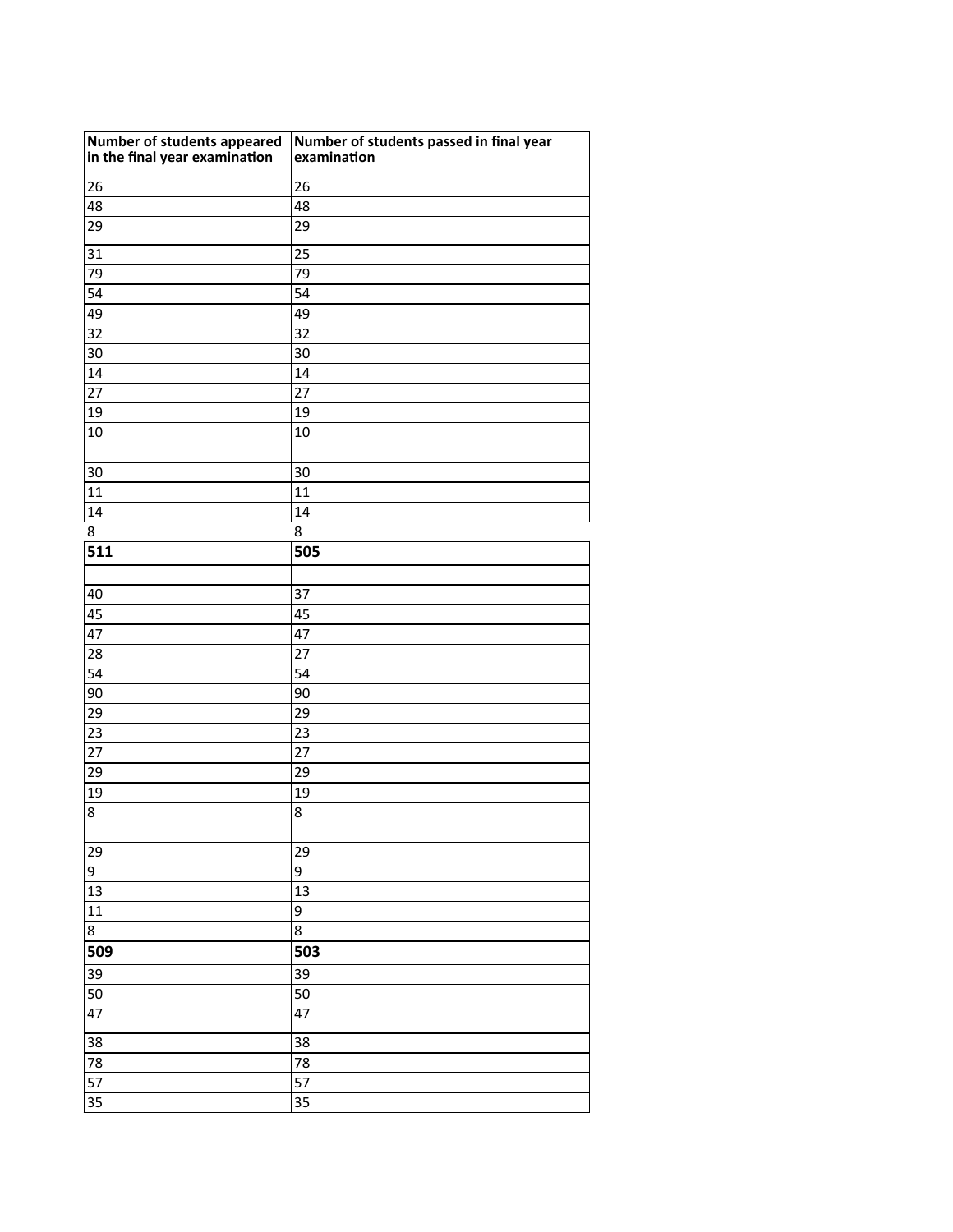| Number of students appeared in the final year examination | Number of students passed in final year examination |
| --- | --- |
| 26 | 26 |
| 48 | 48 |
| 29 | 29 |
| 31 | 25 |
| 79 | 79 |
| 54 | 54 |
| 49 | 49 |
| 32 | 32 |
| 30 | 30 |
| 14 | 14 |
| 27 | 27 |
| 19 | 19 |
| 10 | 10 |
| 30 | 30 |
| 11 | 11 |
| 14 | 14 |
| 8 | 8 |
| **511** | **505** |
| | |
| 40 | 37 |
| 45 | 45 |
| 47 | 47 |
| 28 | 27 |
| 54 | 54 |
| 90 | 90 |
| 29 | 29 |
| 23 | 23 |
| 27 | 27 |
| 29 | 29 |
| 19 | 19 |
| 8 | 8 |
| 29 | 29 |
| 9 | 9 |
| 13 | 13 |
| 11 | 9 |
| 8 | 8 |
| **509** | **503** |
| 39 | 39 |
| 50 | 50 |
| 47 | 47 |
| 38 | 38 |
| 78 | 78 |
| 57 | 57 |
| 35 | 35 |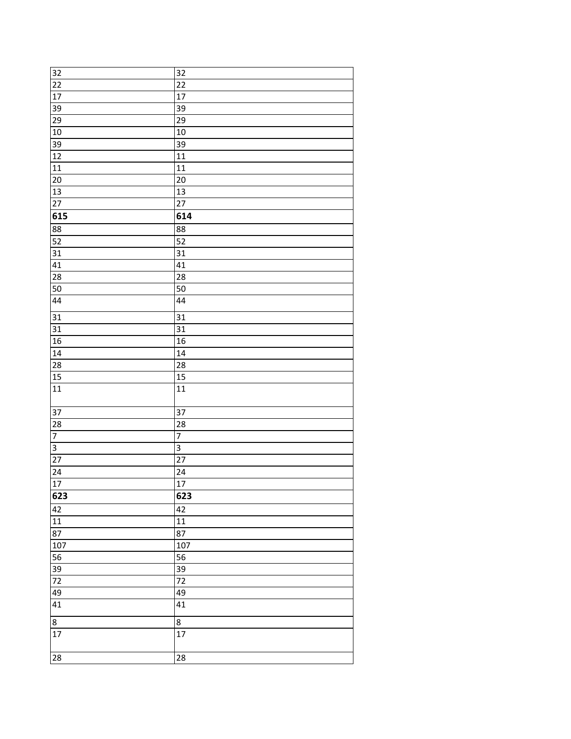| 32 | 32 |
|---|---|
| 22 | 22 |
| 17 | 17 |
| 39 | 39 |
| 29 | 29 |
| 10 | 10 |
| 39 | 39 |
| 12 | 11 |
| 11 | 11 |
| 20 | 20 |
| 13 | 13 |
| 27 | 27 |
| **615** | **614** |
| 88 | 88 |
| 52 | 52 |
| 31 | 31 |
| 41 | 41 |
| 28 | 28 |
| 50 | 50 |
| 44 | 44 |
| 31 | 31 |
| 31 | 31 |
| 16 | 16 |
| 14 | 14 |
| 28 | 28 |
| 15 | 15 |
| 11 | 11 |
| 37 | 37 |
| 28 | 28 |
| 7 | 7 |
| 3 | 3 |
| 27 | 27 |
| 24 | 24 |
| 17 | 17 |
| **623** | **623** |
| 42 | 42 |
| 11 | 11 |
| 87 | 87 |
| 107 | 107 |
| 56 | 56 |
| 39 | 39 |
| 72 | 72 |
| 49 | 49 |
| 41 | 41 |
| 8 | 8 |
| 17 | 17 |
| 28 | 28 |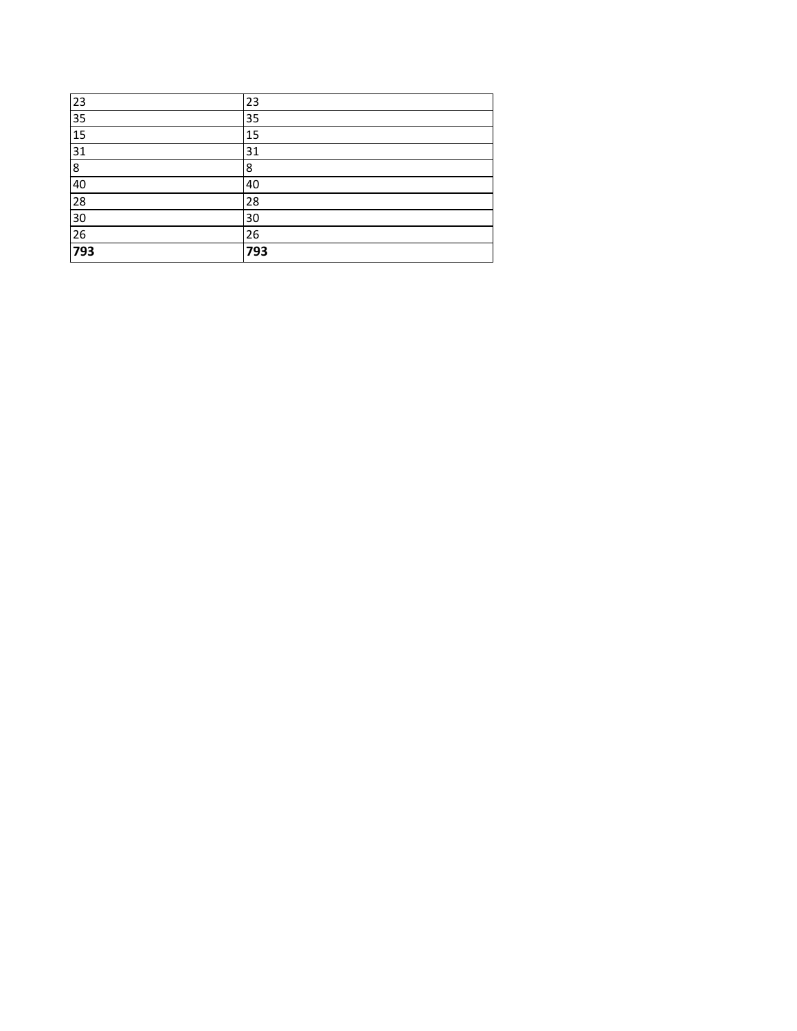| | |
|---|---|
| 23 | 23 |
| 35 | 35 |
| 15 | 15 |
| 31 | 31 |
| 8 | 8 |
| 40 | 40 |
| 28 | 28 |
| 30 | 30 |
| 26 | 26 |
| **793** | **793** |